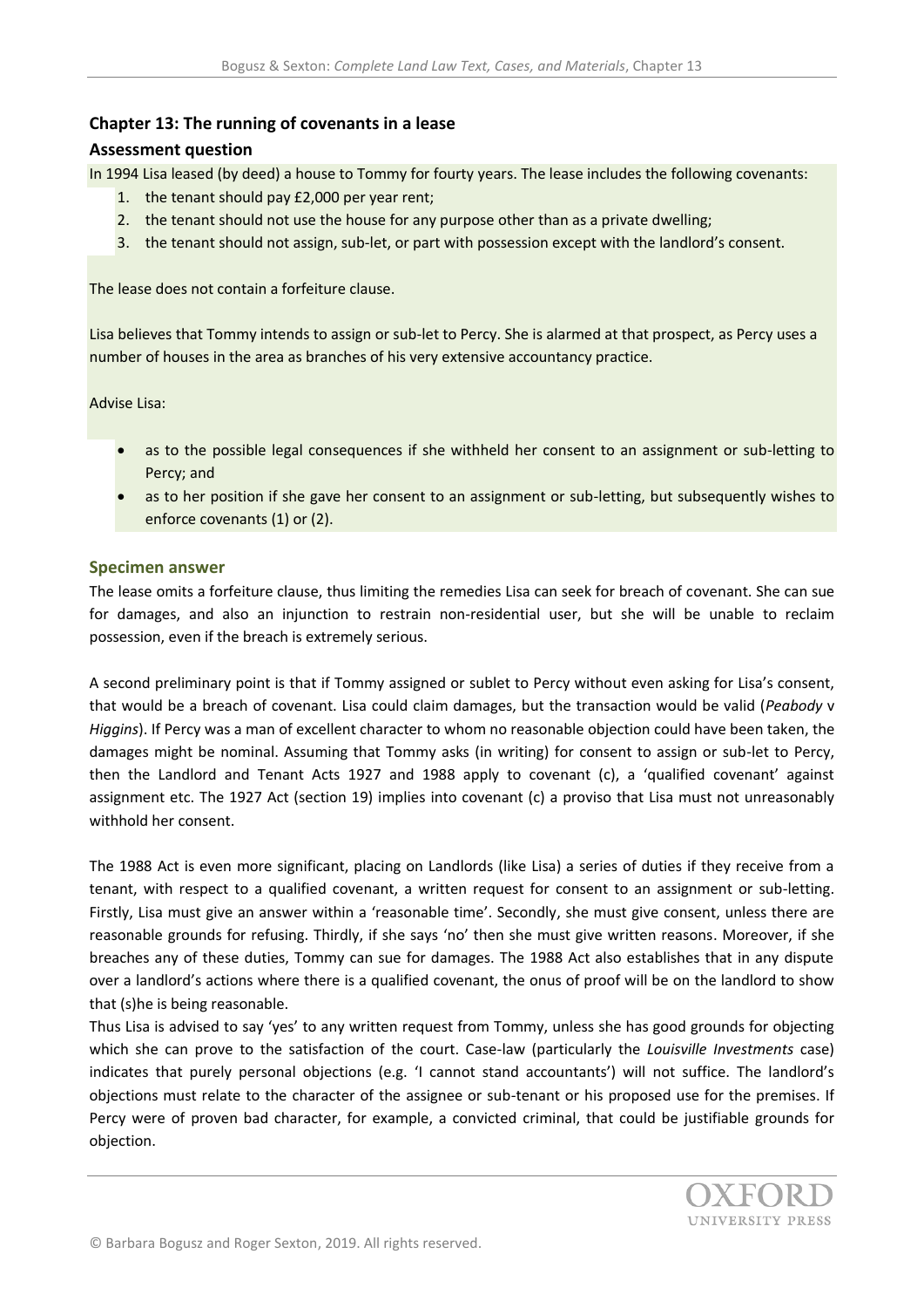## Chapter 13: The running of covenants in a lease

### Assessment question

In 1994 Lisa leased (by deed) a house to Tommy for fourty years. The lease includes the following covenants:

1. the tenant should pay £2,000 per year rent;
2. the tenant should not use the house for any purpose other than as a private dwelling;
3. the tenant should not assign, sub-let, or part with possession except with the landlord's consent.

The lease does not contain a forfeiture clause.

Lisa believes that Tommy intends to assign or sub-let to Percy. She is alarmed at that prospect, as Percy uses a number of houses in the area as branches of his very extensive accountancy practice.

Advise Lisa:

- as to the possible legal consequences if she withheld her consent to an assignment or sub-letting to Percy; and
- as to her position if she gave her consent to an assignment or sub-letting, but subsequently wishes to enforce covenants (1) or (2).

### Specimen answer

The lease omits a forfeiture clause, thus limiting the remedies Lisa can seek for breach of covenant. She can sue for damages, and also an injunction to restrain non-residential user, but she will be unable to reclaim possession, even if the breach is extremely serious.

A second preliminary point is that if Tommy assigned or sublet to Percy without even asking for Lisa's consent, that would be a breach of covenant. Lisa could claim damages, but the transaction would be valid (*Peabody* v *Higgins*). If Percy was a man of excellent character to whom no reasonable objection could have been taken, the damages might be nominal. Assuming that Tommy asks (in writing) for consent to assign or sub-let to Percy, then the Landlord and Tenant Acts 1927 and 1988 apply to covenant (c), a 'qualified covenant' against assignment etc. The 1927 Act (section 19) implies into covenant (c) a proviso that Lisa must not unreasonably withhold her consent.

The 1988 Act is even more significant, placing on Landlords (like Lisa) a series of duties if they receive from a tenant, with respect to a qualified covenant, a written request for consent to an assignment or sub-letting. Firstly, Lisa must give an answer within a 'reasonable time'. Secondly, she must give consent, unless there are reasonable grounds for refusing. Thirdly, if she says 'no' then she must give written reasons. Moreover, if she breaches any of these duties, Tommy can sue for damages. The 1988 Act also establishes that in any dispute over a landlord's actions where there is a qualified covenant, the onus of proof will be on the landlord to show that (s)he is being reasonable.

Thus Lisa is advised to say 'yes' to any written request from Tommy, unless she has good grounds for objecting which she can prove to the satisfaction of the court. Case-law (particularly the *Louisville Investments* case) indicates that purely personal objections (e.g. 'I cannot stand accountants') will not suffice. The landlord's objections must relate to the character of the assignee or sub-tenant or his proposed use for the premises. If Percy were of proven bad character, for example, a convicted criminal, that could be justifiable grounds for objection.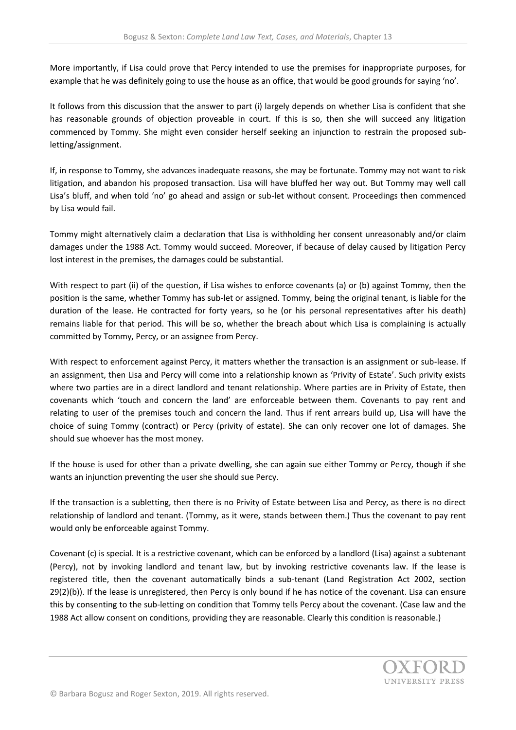More importantly, if Lisa could prove that Percy intended to use the premises for inappropriate purposes, for example that he was definitely going to use the house as an office, that would be good grounds for saying 'no'.

It follows from this discussion that the answer to part (i) largely depends on whether Lisa is confident that she has reasonable grounds of objection proveable in court. If this is so, then she will succeed any litigation commenced by Tommy. She might even consider herself seeking an injunction to restrain the proposed sub-letting/assignment.

If, in response to Tommy, she advances inadequate reasons, she may be fortunate. Tommy may not want to risk litigation, and abandon his proposed transaction. Lisa will have bluffed her way out. But Tommy may well call Lisa's bluff, and when told 'no' go ahead and assign or sub-let without consent. Proceedings then commenced by Lisa would fail.

Tommy might alternatively claim a declaration that Lisa is withholding her consent unreasonably and/or claim damages under the 1988 Act. Tommy would succeed. Moreover, if because of delay caused by litigation Percy lost interest in the premises, the damages could be substantial.

With respect to part (ii) of the question, if Lisa wishes to enforce covenants (a) or (b) against Tommy, then the position is the same, whether Tommy has sub-let or assigned. Tommy, being the original tenant, is liable for the duration of the lease. He contracted for forty years, so he (or his personal representatives after his death) remains liable for that period. This will be so, whether the breach about which Lisa is complaining is actually committed by Tommy, Percy, or an assignee from Percy.

With respect to enforcement against Percy, it matters whether the transaction is an assignment or sub-lease. If an assignment, then Lisa and Percy will come into a relationship known as 'Privity of Estate'. Such privity exists where two parties are in a direct landlord and tenant relationship. Where parties are in Privity of Estate, then covenants which 'touch and concern the land' are enforceable between them. Covenants to pay rent and relating to user of the premises touch and concern the land. Thus if rent arrears build up, Lisa will have the choice of suing Tommy (contract) or Percy (privity of estate). She can only recover one lot of damages. She should sue whoever has the most money.

If the house is used for other than a private dwelling, she can again sue either Tommy or Percy, though if she wants an injunction preventing the user she should sue Percy.

If the transaction is a subletting, then there is no Privity of Estate between Lisa and Percy, as there is no direct relationship of landlord and tenant. (Tommy, as it were, stands between them.) Thus the covenant to pay rent would only be enforceable against Tommy.

Covenant (c) is special. It is a restrictive covenant, which can be enforced by a landlord (Lisa) against a subtenant (Percy), not by invoking landlord and tenant law, but by invoking restrictive covenants law. If the lease is registered title, then the covenant automatically binds a sub-tenant (Land Registration Act 2002, section 29(2)(b)). If the lease is unregistered, then Percy is only bound if he has notice of the covenant. Lisa can ensure this by consenting to the sub-letting on condition that Tommy tells Percy about the covenant. (Case law and the 1988 Act allow consent on conditions, providing they are reasonable. Clearly this condition is reasonable.)